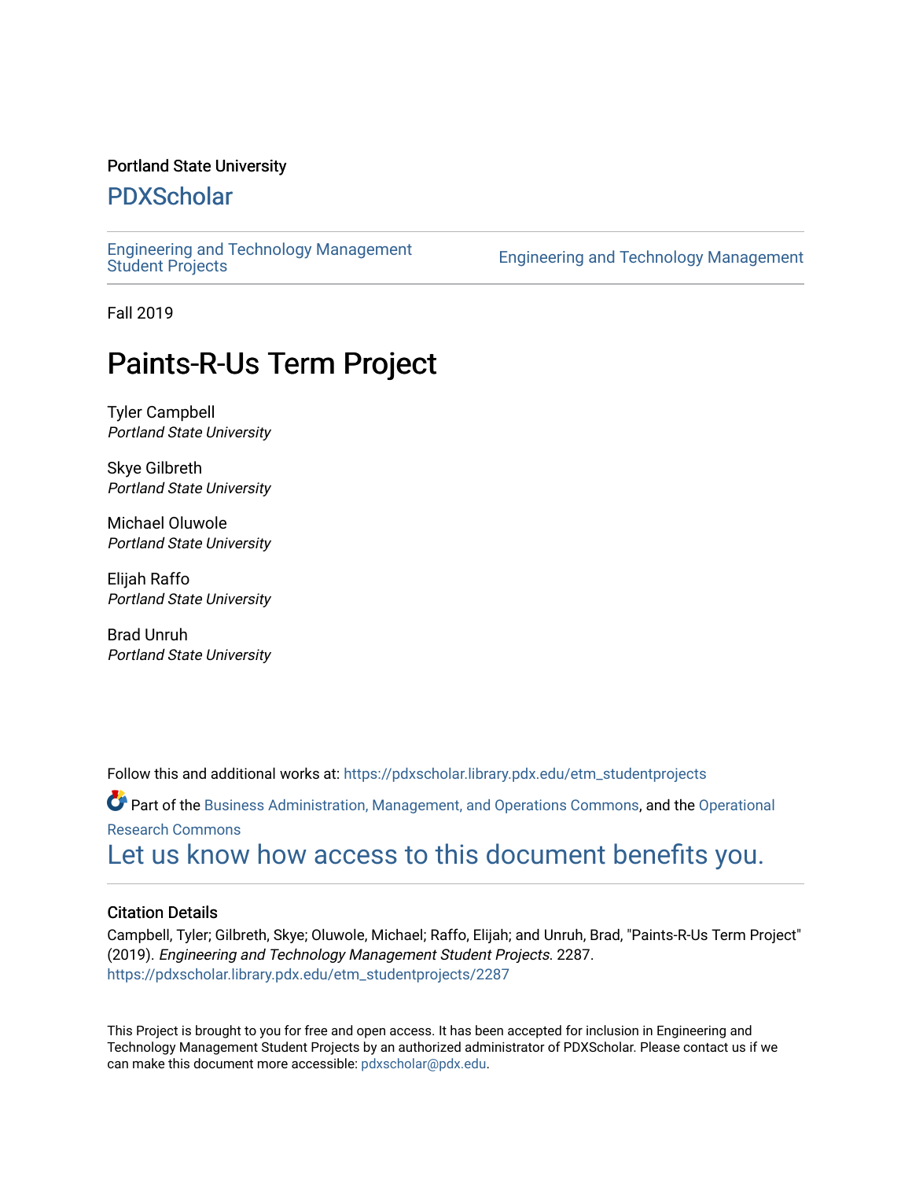Portland State University

# PDXScholar

Engineering and Technology Management Student Projects | Engineering and Technology Management

Fall 2019

# Paints-R-Us Term Project

Tyler Campbell
*Portland State University*

Skye Gilbreth
*Portland State University*

Michael Oluwole
*Portland State University*

Elijah Raffo
*Portland State University*

Brad Unruh
*Portland State University*

Follow this and additional works at: https://pdxscholar.library.pdx.edu/etm_studentprojects

Part of the Business Administration, Management, and Operations Commons, and the Operational Research Commons

Let us know how access to this document benefits you.

### Citation Details

Campbell, Tyler; Gilbreth, Skye; Oluwole, Michael; Raffo, Elijah; and Unruh, Brad, "Paints-R-Us Term Project" (2019). *Engineering and Technology Management Student Projects.* 2287.
https://pdxscholar.library.pdx.edu/etm_studentprojects/2287

This Project is brought to you for free and open access. It has been accepted for inclusion in Engineering and Technology Management Student Projects by an authorized administrator of PDXScholar. Please contact us if we can make this document more accessible: pdxscholar@pdx.edu.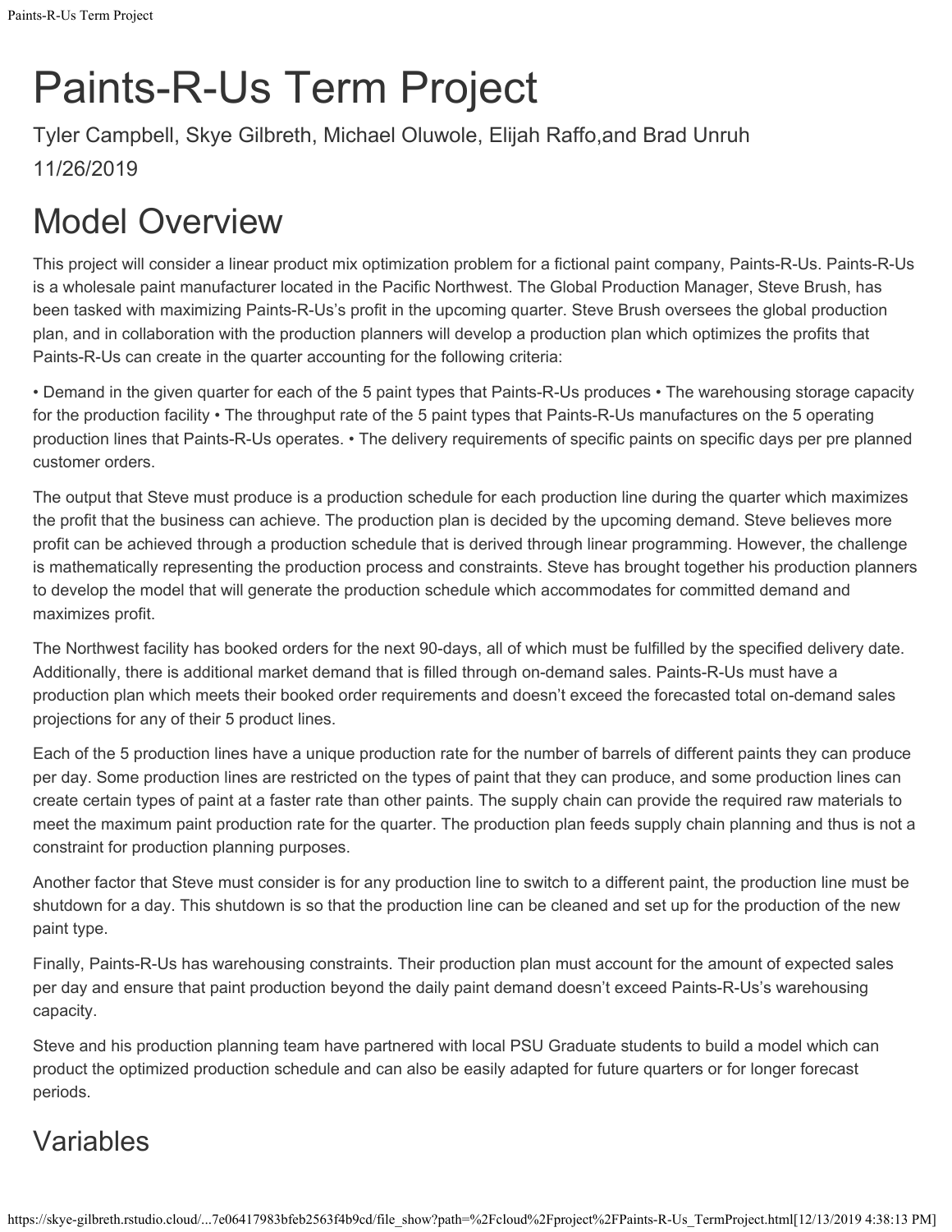# Paints-R-Us Term Project

Tyler Campbell, Skye Gilbreth, Michael Oluwole, Elijah Raffo,and Brad Unruh

11/26/2019

# Model Overview

This project will consider a linear product mix optimization problem for a fictional paint company, Paints-R-Us. Paints-R-Us is a wholesale paint manufacturer located in the Pacific Northwest. The Global Production Manager, Steve Brush, has been tasked with maximizing Paints-R-Us's profit in the upcoming quarter. Steve Brush oversees the global production plan, and in collaboration with the production planners will develop a production plan which optimizes the profits that Paints-R-Us can create in the quarter accounting for the following criteria:

• Demand in the given quarter for each of the 5 paint types that Paints-R-Us produces • The warehousing storage capacity for the production facility • The throughput rate of the 5 paint types that Paints-R-Us manufactures on the 5 operating production lines that Paints-R-Us operates. • The delivery requirements of specific paints on specific days per pre planned customer orders.

The output that Steve must produce is a production schedule for each production line during the quarter which maximizes the profit that the business can achieve. The production plan is decided by the upcoming demand. Steve believes more profit can be achieved through a production schedule that is derived through linear programming. However, the challenge is mathematically representing the production process and constraints. Steve has brought together his production planners to develop the model that will generate the production schedule which accommodates for committed demand and maximizes profit.

The Northwest facility has booked orders for the next 90-days, all of which must be fulfilled by the specified delivery date. Additionally, there is additional market demand that is filled through on-demand sales. Paints-R-Us must have a production plan which meets their booked order requirements and doesn't exceed the forecasted total on-demand sales projections for any of their 5 product lines.

Each of the 5 production lines have a unique production rate for the number of barrels of different paints they can produce per day. Some production lines are restricted on the types of paint that they can produce, and some production lines can create certain types of paint at a faster rate than other paints. The supply chain can provide the required raw materials to meet the maximum paint production rate for the quarter. The production plan feeds supply chain planning and thus is not a constraint for production planning purposes.

Another factor that Steve must consider is for any production line to switch to a different paint, the production line must be shutdown for a day. This shutdown is so that the production line can be cleaned and set up for the production of the new paint type.

Finally, Paints-R-Us has warehousing constraints. Their production plan must account for the amount of expected sales per day and ensure that paint production beyond the daily paint demand doesn't exceed Paints-R-Us's warehousing capacity.

Steve and his production planning team have partnered with local PSU Graduate students to build a model which can product the optimized production schedule and can also be easily adapted for future quarters or for longer forecast periods.

## Variables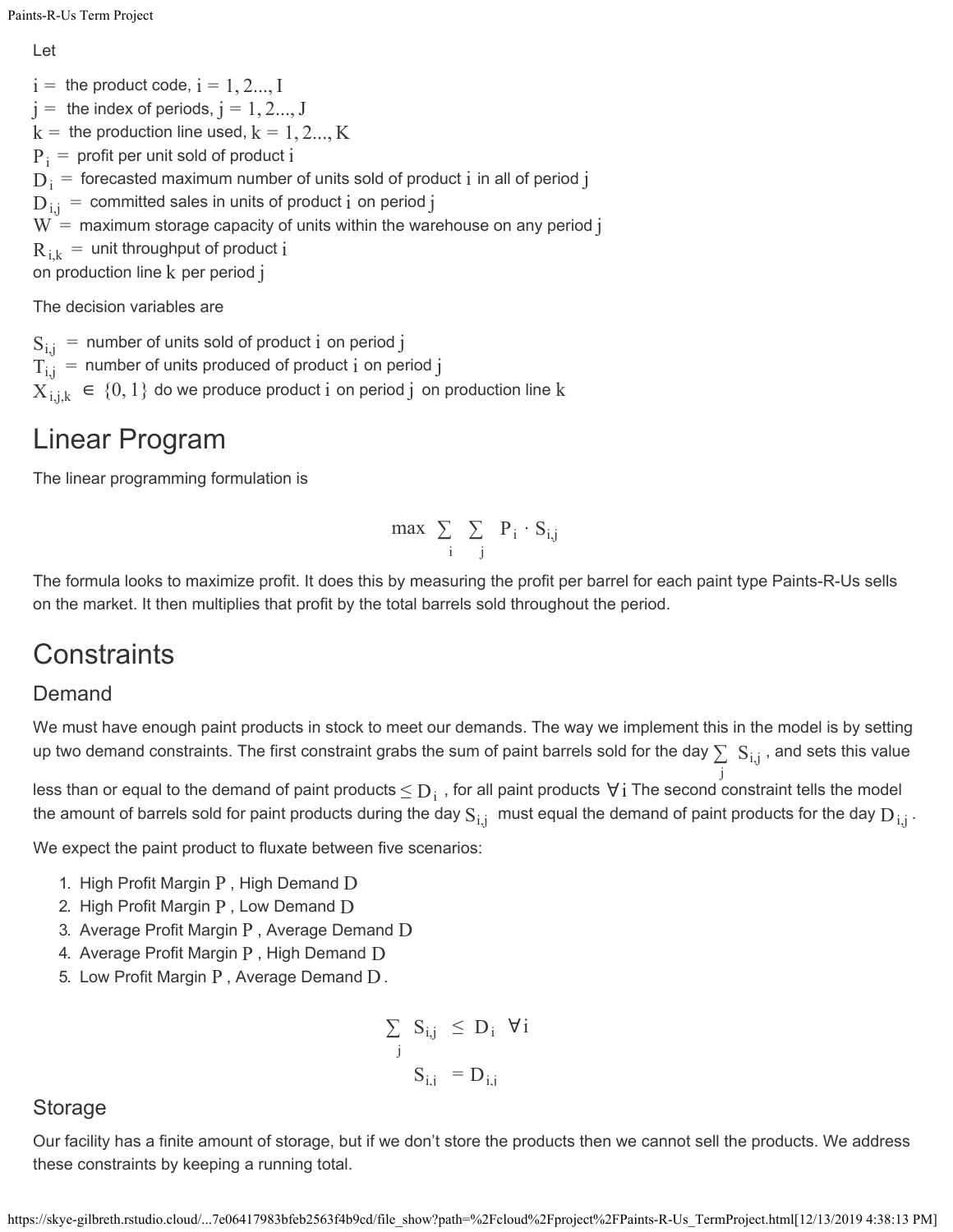Let

$i =$ the product code, $i = 1, 2..., I$
$j =$ the index of periods, $j = 1, 2..., J$
$k =$ the production line used, $k = 1, 2..., K$
$P_i =$ profit per unit sold of product $i$
$D_i =$ forecasted maximum number of units sold of product $i$ in all of period $j$
$D_{i,j} =$ committed sales in units of product $i$ on period $j$
$W =$ maximum storage capacity of units within the warehouse on any period $j$
$R_{i,k} =$ unit throughput of product $i$
on production line $k$ per period $j$

The decision variables are

$S_{i,j} =$ number of units sold of product $i$ on period $j$
$T_{i,j} =$ number of units produced of product $i$ on period $j$
$X_{i,j,k} \in \{0, 1\}$ do we produce product $i$ on period $j$ on production line $k$

# Linear Program

The linear programming formulation is

$$\max \sum_i \sum_j P_i \cdot S_{i,j}$$

The formula looks to maximize profit. It does this by measuring the profit per barrel for each paint type Paints-R-Us sells on the market. It then multiplies that profit by the total barrels sold throughout the period.

# Constraints

## Demand

We must have enough paint products in stock to meet our demands. The way we implement this in the model is by setting up two demand constraints. The first constraint grabs the sum of paint barrels sold for the day $\sum_j S_{i,j}$ , and sets this value less than or equal to the demand of paint products $\leq D_i$ , for all paint products $\forall i$ The second constraint tells the model the amount of barrels sold for paint products during the day $S_{i,j}$ must equal the demand of paint products for the day $D_{i,j}$ .

We expect the paint product to fluxate between five scenarios:

1. High Profit Margin $P$ , High Demand $D$
2. High Profit Margin $P$ , Low Demand $D$
3. Average Profit Margin $P$ , Average Demand $D$
4. Average Profit Margin $P$ , High Demand $D$
5. Low Profit Margin $P$ , Average Demand $D$ .

$$\sum_j S_{i,j} \leq D_i \quad \forall i$$

$$S_{i,i} = D_{i,i}$$

## Storage

Our facility has a finite amount of storage, but if we don't store the products then we cannot sell the products. We address these constraints by keeping a running total.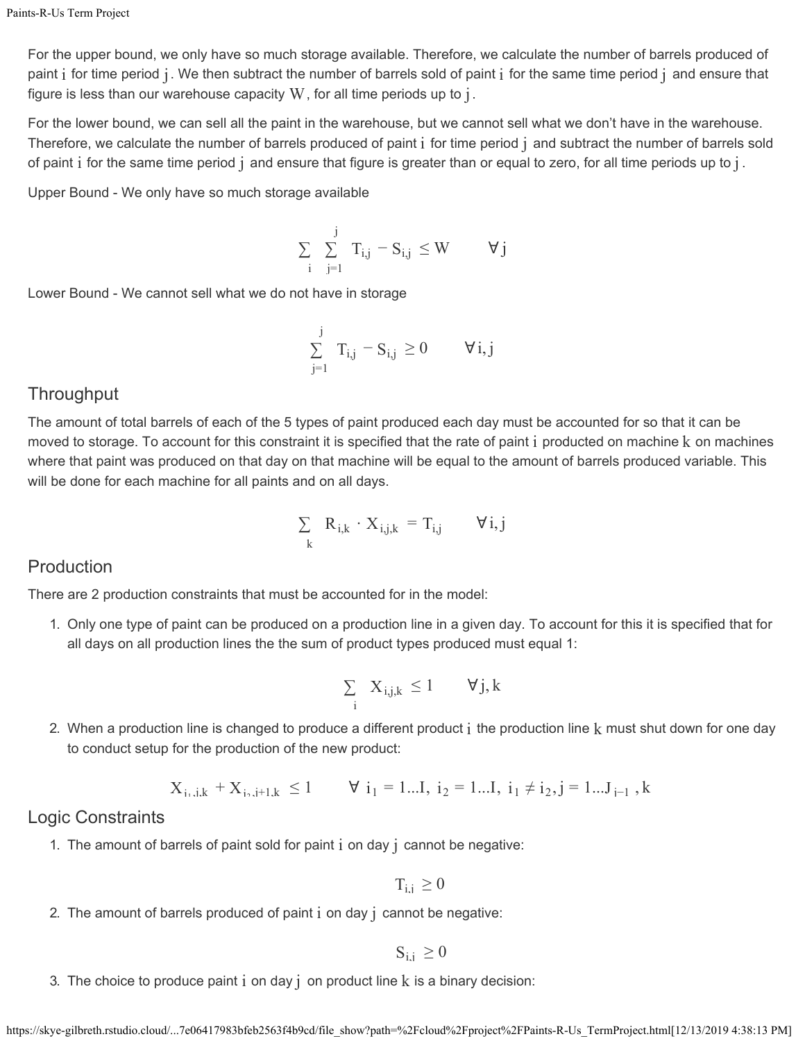For the upper bound, we only have so much storage available. Therefore, we calculate the number of barrels produced of paint $i$ for time period $j$. We then subtract the number of barrels sold of paint $i$ for the same time period $j$ and ensure that figure is less than our warehouse capacity $W$, for all time periods up to $j$.

For the lower bound, we can sell all the paint in the warehouse, but we cannot sell what we don't have in the warehouse. Therefore, we calculate the number of barrels produced of paint $i$ for time period $j$ and subtract the number of barrels sold of paint $i$ for the same time period $j$ and ensure that figure is greater than or equal to zero, for all time periods up to $j$.

Upper Bound - We only have so much storage available

$$\sum_{i} \sum_{j=1}^{j} T_{i,j} - S_{i,j} \leq W \qquad \forall j$$

Lower Bound - We cannot sell what we do not have in storage

$$\sum_{j=1}^{j} T_{i,j} - S_{i,j} \geq 0 \qquad \forall i, j$$

## Throughput

The amount of total barrels of each of the 5 types of paint produced each day must be accounted for so that it can be moved to storage. To account for this constraint it is specified that the rate of paint $i$ producted on machine $k$ on machines where that paint was produced on that day on that machine will be equal to the amount of barrels produced variable. This will be done for each machine for all paints and on all days.

$$\sum_{k} R_{i,k} \cdot X_{i,j,k} = T_{i,j} \qquad \forall i, j$$

## Production

There are 2 production constraints that must be accounted for in the model:

1. Only one type of paint can be produced on a production line in a given day. To account for this it is specified that for all days on all production lines the the sum of product types produced must equal 1:

$$\sum_{i} X_{i,j,k} \leq 1 \qquad \forall j, k$$

2. When a production line is changed to produce a different product $i$ the production line $k$ must shut down for one day to conduct setup for the production of the new product:

$$X_{i_1,j,k} + X_{i_2,j+1,k} \leq 1 \qquad \forall\ i_1 = 1...I,\ i_2 = 1...I,\ i_1 \neq i_2, j = 1...J_{j-1}\ , k$$

## Logic Constraints

1. The amount of barrels of paint sold for paint $i$ on day $j$ cannot be negative:

$$T_{i,j} \geq 0$$

2. The amount of barrels produced of paint $i$ on day $j$ cannot be negative:

$$S_{i,j} \geq 0$$

3. The choice to produce paint $i$ on day $j$ on product line $k$ is a binary decision: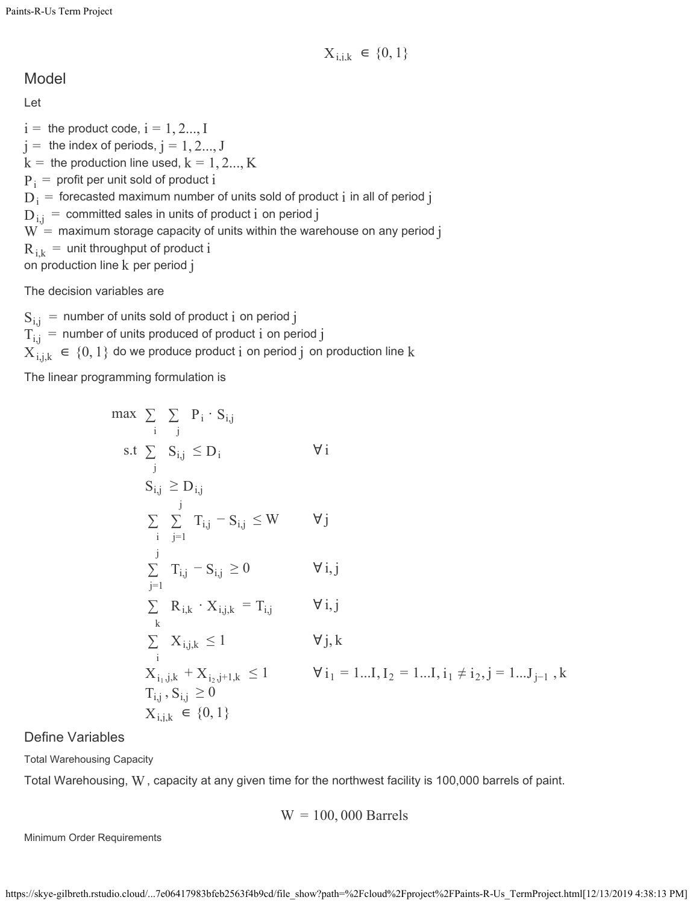$$X_{i,j,k} \in \{0, 1\}$$

## Model

Let

$i =$ the product code, $i = 1, 2..., I$
$j =$ the index of periods, $j = 1, 2..., J$
$k =$ the production line used, $k = 1, 2..., K$
$P_i =$ profit per unit sold of product $i$
$D_i =$ forecasted maximum number of units sold of product $i$ in all of period $j$
$D_{i,j} =$ committed sales in units of product $i$ on period $j$
$W =$ maximum storage capacity of units within the warehouse on any period $j$
$R_{i,k} =$ unit throughput of product $i$
on production line $k$ per period $j$

The decision variables are

$S_{i,j} =$ number of units sold of product $i$ on period $j$
$T_{i,j} =$ number of units produced of product $i$ on period $j$
$X_{i,j,k} \in \{0, 1\}$ do we produce product $i$ on period $j$ on production line $k$

The linear programming formulation is

$$
\begin{aligned}
\max \ & \sum_i \sum_j P_i \cdot S_{i,j} & \\
\text{s.t} \ & \sum_j S_{i,j} \leq D_i & \forall i \\
& S_{i,j} \geq D_{i,j} & \\
& \sum_i \sum_{j=1}^{j} T_{i,j} - S_{i,j} \leq W & \forall j \\
& \sum_{j=1}^{j} T_{i,j} - S_{i,j} \geq 0 & \forall i, j \\
& \sum_k R_{i,k} \cdot X_{i,j,k} = T_{i,j} & \forall i, j \\
& \sum_i X_{i,j,k} \leq 1 & \forall j, k \\
& X_{i_1,j,k} + X_{i_2,j+1,k} \leq 1 & \forall i_1 = 1...I, I_2 = 1...I, i_1 \neq i_2, j = 1...J_{j-1}, k \\
& T_{i,j}, S_{i,j} \geq 0 & \\
& X_{i,j,k} \in \{0, 1\} &
\end{aligned}
$$

## Define Variables

### Total Warehousing Capacity

Total Warehousing, $W$, capacity at any given time for the northwest facility is 100,000 barrels of paint.

$$W = 100,000 \text{ Barrels}$$

### Minimum Order Requirements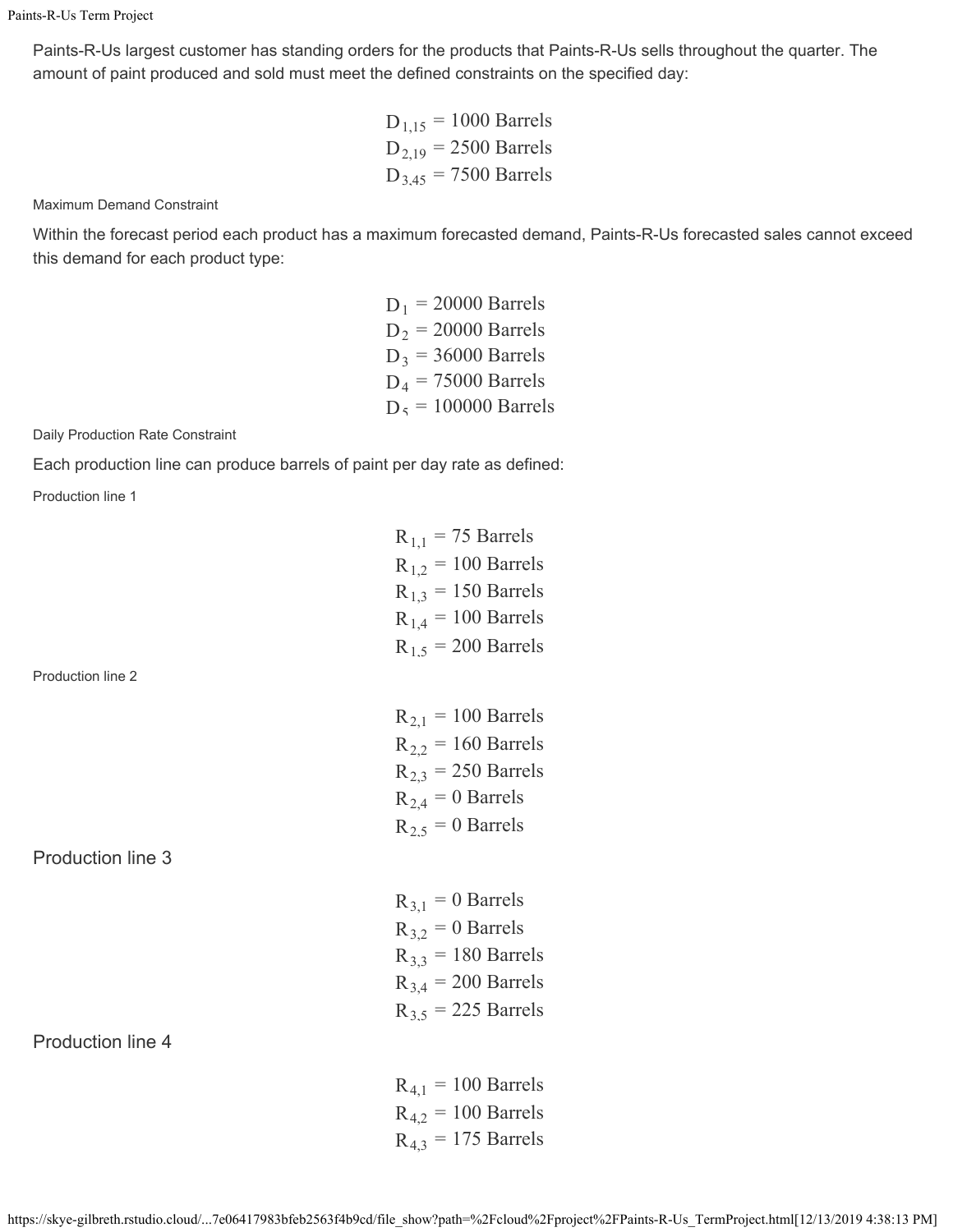Paints-R-Us largest customer has standing orders for the products that Paints-R-Us sells throughout the quarter. The amount of paint produced and sold must meet the defined constraints on the specified day:

$$
\begin{aligned}
D_{1,15} &= 1000 \text{ Barrels} \\
D_{2,19} &= 2500 \text{ Barrels} \\
D_{3,45} &= 7500 \text{ Barrels}
\end{aligned}
$$

#### Maximum Demand Constraint

Within the forecast period each product has a maximum forecasted demand, Paints-R-Us forecasted sales cannot exceed this demand for each product type:

$$
\begin{aligned}
D_1 &= 20000 \text{ Barrels} \\
D_2 &= 20000 \text{ Barrels} \\
D_3 &= 36000 \text{ Barrels} \\
D_4 &= 75000 \text{ Barrels} \\
D_5 &= 100000 \text{ Barrels}
\end{aligned}
$$

#### Daily Production Rate Constraint

Each production line can produce barrels of paint per day rate as defined:

##### Production line 1

$$
\begin{aligned}
R_{1,1} &= 75 \text{ Barrels} \\
R_{1,2} &= 100 \text{ Barrels} \\
R_{1,3} &= 150 \text{ Barrels} \\
R_{1,4} &= 100 \text{ Barrels} \\
R_{1,5} &= 200 \text{ Barrels}
\end{aligned}
$$

##### Production line 2

$$
\begin{aligned}
R_{2,1} &= 100 \text{ Barrels} \\
R_{2,2} &= 160 \text{ Barrels} \\
R_{2,3} &= 250 \text{ Barrels} \\
R_{2,4} &= 0 \text{ Barrels} \\
R_{2,5} &= 0 \text{ Barrels}
\end{aligned}
$$

### Production line 3

$$
\begin{aligned}
R_{3,1} &= 0 \text{ Barrels} \\
R_{3,2} &= 0 \text{ Barrels} \\
R_{3,3} &= 180 \text{ Barrels} \\
R_{3,4} &= 200 \text{ Barrels} \\
R_{3,5} &= 225 \text{ Barrels}
\end{aligned}
$$

### Production line 4

$$
\begin{aligned}
R_{4,1} &= 100 \text{ Barrels} \\
R_{4,2} &= 100 \text{ Barrels} \\
R_{4,3} &= 175 \text{ Barrels}
\end{aligned}
$$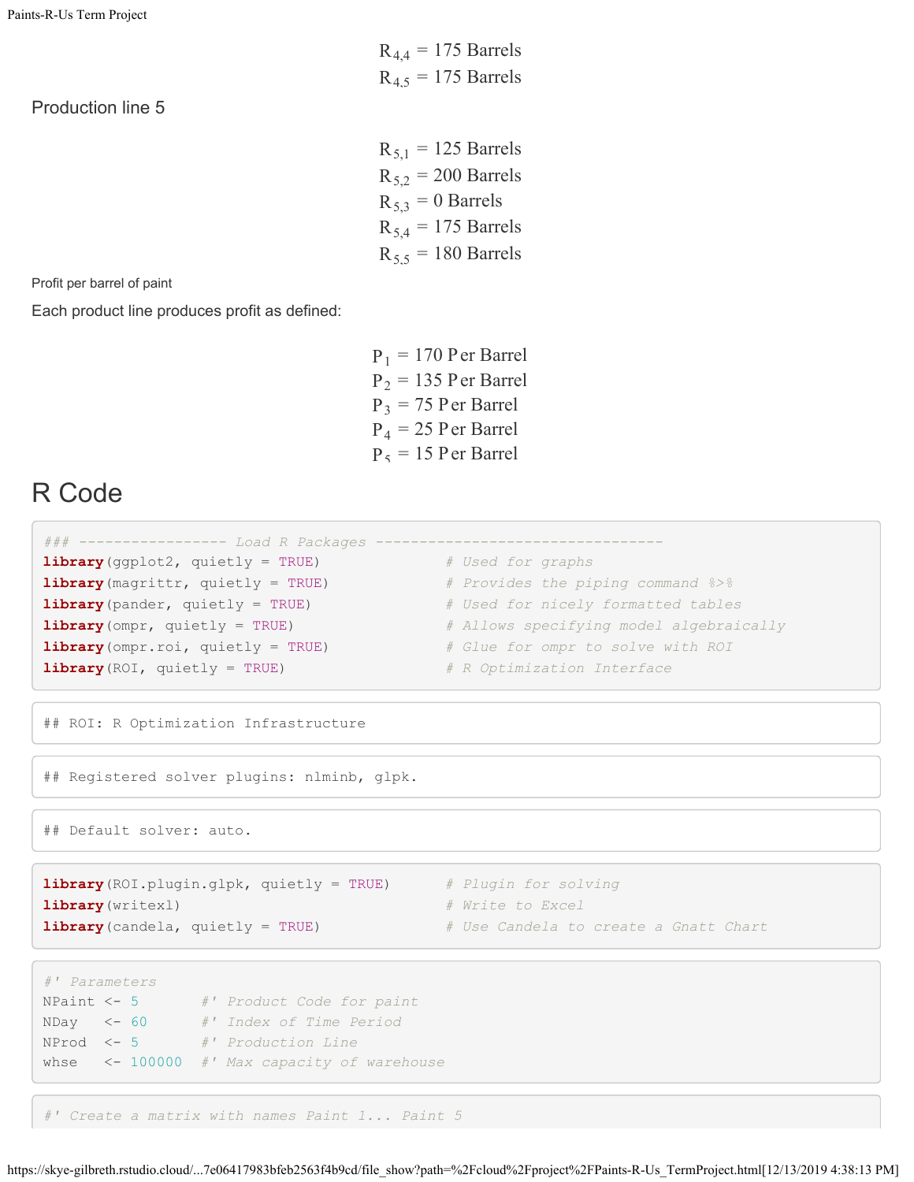$$R_{4,4} = 175 \text{ Barrels}$$
$$R_{4,5} = 175 \text{ Barrels}$$

Production line 5

$$R_{5,1} = 125 \text{ Barrels}$$
$$R_{5,2} = 200 \text{ Barrels}$$
$$R_{5,3} = 0 \text{ Barrels}$$
$$R_{5,4} = 175 \text{ Barrels}$$
$$R_{5,5} = 180 \text{ Barrels}$$

Profit per barrel of paint

Each product line produces profit as defined:

$$P_1 = 170 \text{ Per Barrel}$$
$$P_2 = 135 \text{ Per Barrel}$$
$$P_3 = 75 \text{ Per Barrel}$$
$$P_4 = 25 \text{ Per Barrel}$$
$$P_5 = 15 \text{ Per Barrel}$$

# R Code

```
### ----------------- Load R Packages ---------------------------------
library(ggplot2, quietly = TRUE)          # Used for graphs
library(magrittr, quietly = TRUE)         # Provides the piping command %>%
library(pander, quietly = TRUE)           # Used for nicely formatted tables
library(ompr, quietly = TRUE)             # Allows specifying model algebraically
library(ompr.roi, quietly = TRUE)         # Glue for ompr to solve with ROI
library(ROI, quietly = TRUE)              # R Optimization Interface
```

```
## ROI: R Optimization Infrastructure
```

```
## Registered solver plugins: nlminb, glpk.
```

```
## Default solver: auto.
```

```
library(ROI.plugin.glpk, quietly = TRUE)     # Plugin for solving
library(writexl)                             # Write to Excel
library(candela, quietly = TRUE)             # Use Candela to create a Gnatt Chart
```

```
#' Parameters
NPaint <- 5        #' Product Code for paint
NDay   <- 60       #' Index of Time Period
NProd  <- 5        #' Production Line
whse   <- 100000   #' Max capacity of warehouse
```

```
#' Create a matrix with names Paint 1... Paint 5
```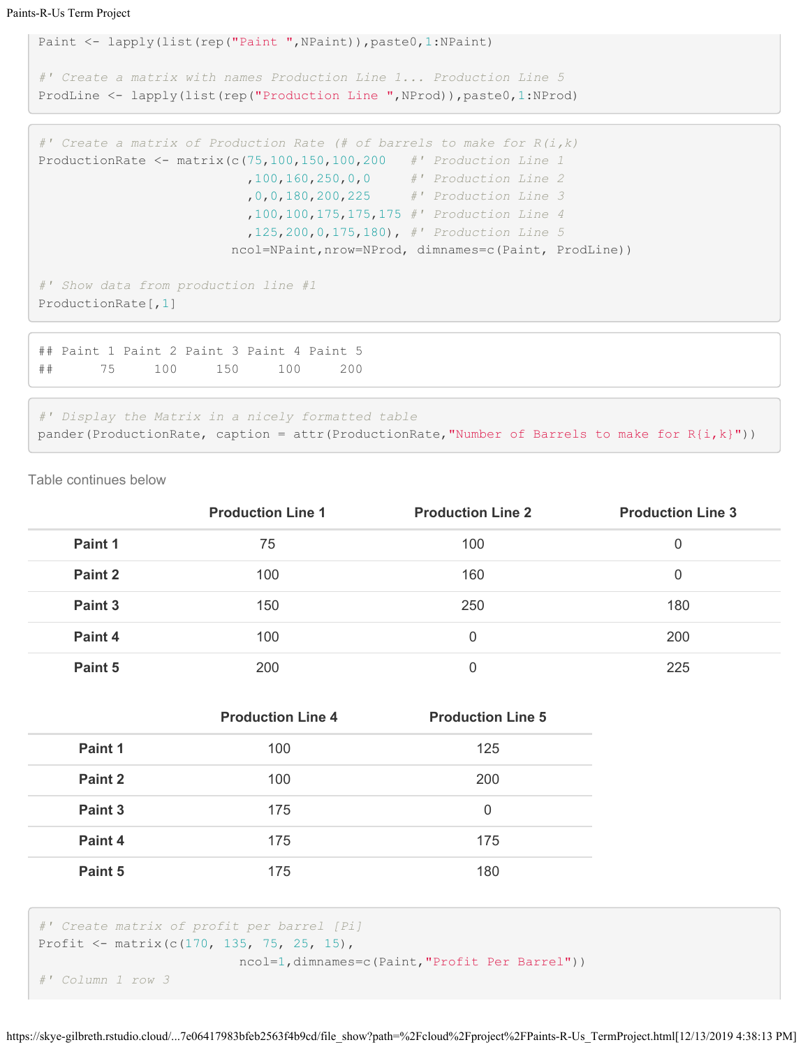```
Paint <- lapply(list(rep("Paint ",NPaint)),paste0,1:NPaint)

#' Create a matrix with names Production Line 1... Production Line 5
ProdLine <- lapply(list(rep("Production Line ",NProd)),paste0,1:NProd)
```

```
#' Create a matrix of Production Rate (# of barrels to make for R(i,k)
ProductionRate <- matrix(c(75,100,150,100,200   #' Production Line 1
                          ,100,160,250,0,0      #' Production Line 2
                          ,0,0,180,200,225      #' Production Line 3
                          ,100,100,175,175,175 #' Production Line 4
                          ,125,200,0,175,180), #' Production Line 5
                        ncol=NPaint,nrow=NProd, dimnames=c(Paint, ProdLine))

#' Show data from production line #1
ProductionRate[,1]
```

```
## Paint 1 Paint 2 Paint 3 Paint 4 Paint 5
##      75     100     150     100     200
```

```
#' Display the Matrix in a nicely formatted table
pander(ProductionRate, caption = attr(ProductionRate,"Number of Barrels to make for R{i,k}"))
```

Table continues below

| | Production Line 1 | Production Line 2 | Production Line 3 |
|---|---|---|---|
| **Paint 1** | 75 | 100 | 0 |
| **Paint 2** | 100 | 160 | 0 |
| **Paint 3** | 150 | 250 | 180 |
| **Paint 4** | 100 | 0 | 200 |
| **Paint 5** | 200 | 0 | 225 |

| | Production Line 4 | Production Line 5 |
|---|---|---|
| **Paint 1** | 100 | 125 |
| **Paint 2** | 100 | 200 |
| **Paint 3** | 175 | 0 |
| **Paint 4** | 175 | 175 |
| **Paint 5** | 175 | 180 |

```
#' Create matrix of profit per barrel [Pi]
Profit <- matrix(c(170, 135, 75, 25, 15),
                 ncol=1,dimnames=c(Paint,"Profit Per Barrel"))
#' Column 1 row 3
```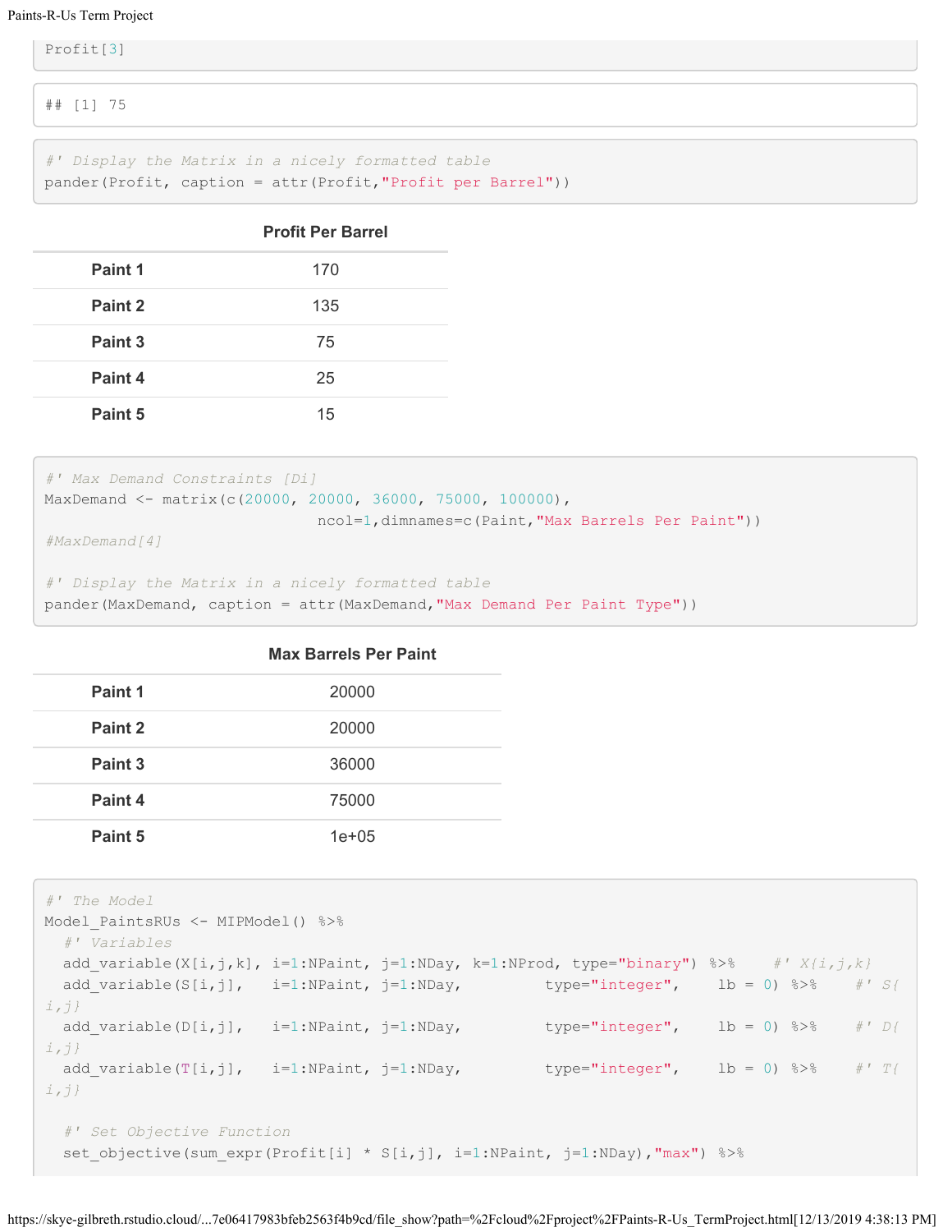```
Profit[3]
```

```
## [1] 75
```

```
#' Display the Matrix in a nicely formatted table
pander(Profit, caption = attr(Profit,"Profit per Barrel"))
```

| | Profit Per Barrel |
|---|---|
| **Paint 1** | 170 |
| **Paint 2** | 135 |
| **Paint 3** | 75 |
| **Paint 4** | 25 |
| **Paint 5** | 15 |

```
#' Max Demand Constraints [Di]
MaxDemand <- matrix(c(20000, 20000, 36000, 75000, 100000),
                             ncol=1,dimnames=c(Paint,"Max Barrels Per Paint"))
#MaxDemand[4]

#' Display the Matrix in a nicely formatted table
pander(MaxDemand, caption = attr(MaxDemand,"Max Demand Per Paint Type"))
```

| | Max Barrels Per Paint |
|---|---|
| **Paint 1** | 20000 |
| **Paint 2** | 20000 |
| **Paint 3** | 36000 |
| **Paint 4** | 75000 |
| **Paint 5** | 1e+05 |

```
#' The Model
Model_PaintsRUs <- MIPModel() %>%
  #' Variables
  add_variable(X[i,j,k], i=1:NPaint, j=1:NDay, k=1:NProd, type="binary") %>%    #' X{i,j,k}
  add_variable(S[i,j],   i=1:NPaint, j=1:NDay,          type="integer",    lb = 0) %>%    #' S{i,j}
  add_variable(D[i,j],   i=1:NPaint, j=1:NDay,          type="integer",    lb = 0) %>%    #' D{i,j}
  add_variable(T[i,j],   i=1:NPaint, j=1:NDay,          type="integer",    lb = 0) %>%    #' T{i,j}

  #' Set Objective Function
  set_objective(sum_expr(Profit[i] * S[i,j], i=1:NPaint, j=1:NDay),"max") %>%
```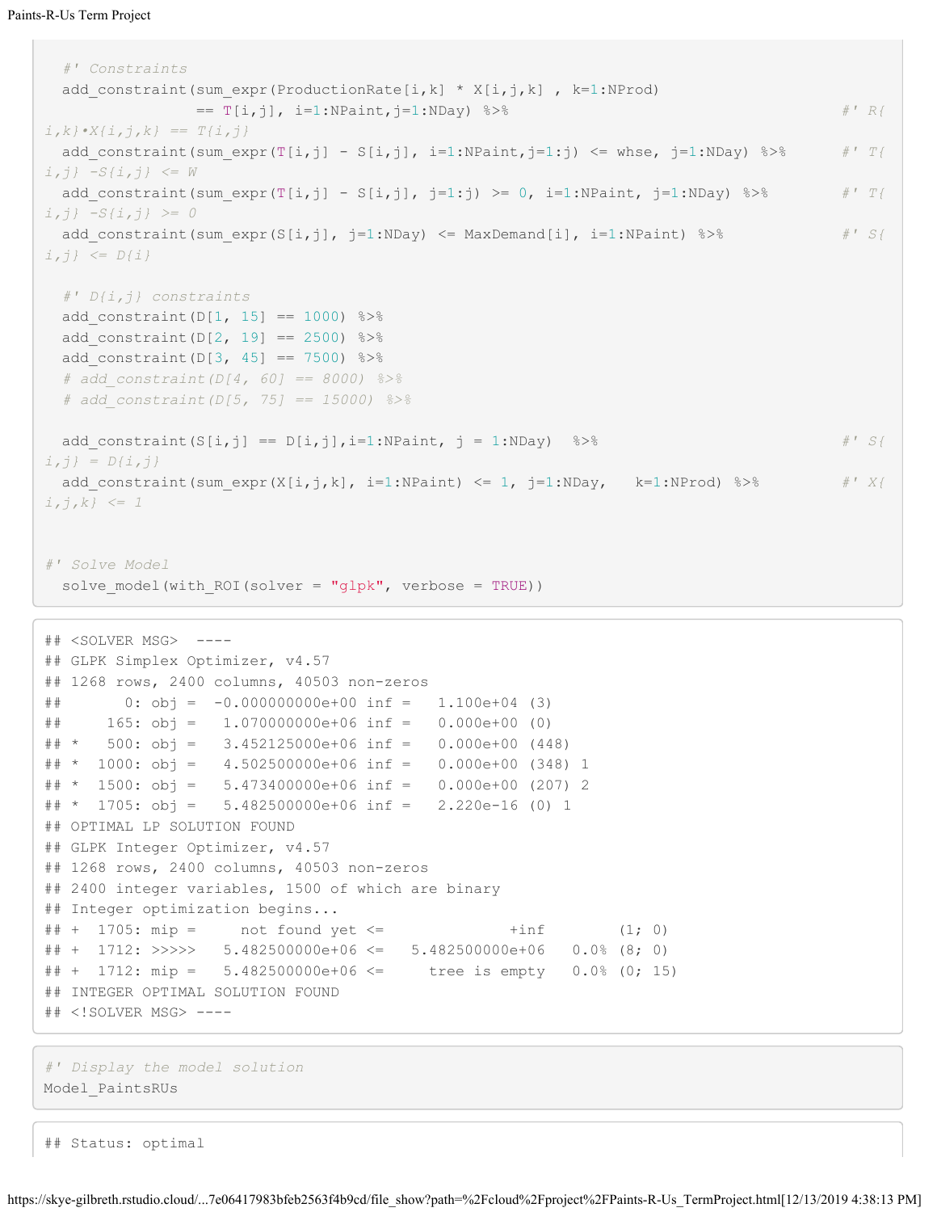```
  #' Constraints
  add_constraint(sum_expr(ProductionRate[i,k] * X[i,j,k] , k=1:NProd)
                 == T[i,j], i=1:NPaint,j=1:NDay) %>%                          #' R{i,k}•X{i,j,k} == T{i,j}
  add_constraint(sum_expr(T[i,j] - S[i,j], i=1:NPaint,j=1:j) <= whse, j=1:NDay) %>%       #' T{i,j} -S{i,j} <= W
  add_constraint(sum_expr(T[i,j] - S[i,j], j=1:j) >= 0, i=1:NPaint, j=1:NDay) %>%        #' T{i,j} -S{i,j} >= 0
  add_constraint(sum_expr(S[i,j], j=1:NDay) <= MaxDemand[i], i=1:NPaint) %>%         #' S{i,j} <= D{i}

  #' D{i,j} constraints
  add_constraint(D[1, 15] == 1000) %>%
  add_constraint(D[2, 19] == 2500) %>%
  add_constraint(D[3, 45] == 7500) %>%
  # add_constraint(D[4, 60] == 8000) %>%
  # add_constraint(D[5, 75] == 15000) %>%

  add_constraint(S[i,j] == D[i,j],i=1:NPaint, j = 1:NDay)  %>%                  #' S{i,j} = D{i,j}
  add_constraint(sum_expr(X[i,j,k], i=1:NPaint) <= 1, j=1:NDay,   k=1:NProd) %>%         #' X{i,j,k} <= 1


#' Solve Model
  solve_model(with_ROI(solver = "glpk", verbose = TRUE))
```

```
## <SOLVER MSG>  ----
## GLPK Simplex Optimizer, v4.57
## 1268 rows, 2400 columns, 40503 non-zeros
##       0: obj =  -0.000000000e+00 inf =   1.100e+04 (3)
##     165: obj =   1.070000000e+06 inf =   0.000e+00 (0)
## *   500: obj =   3.452125000e+06 inf =   0.000e+00 (448)
## *  1000: obj =   4.502500000e+06 inf =   0.000e+00 (348) 1
## *  1500: obj =   5.473400000e+06 inf =   0.000e+00 (207) 2
## *  1705: obj =   5.482500000e+06 inf =   2.220e-16 (0) 1
## OPTIMAL LP SOLUTION FOUND
## GLPK Integer Optimizer, v4.57
## 1268 rows, 2400 columns, 40503 non-zeros
## 2400 integer variables, 1500 of which are binary
## Integer optimization begins...
## +  1705: mip =     not found yet <=              +inf        (1; 0)
## +  1712: >>>>>   5.482500000e+06 <=   5.482500000e+06   0.0% (8; 0)
## +  1712: mip =   5.482500000e+06 <=     tree is empty   0.0% (0; 15)
## INTEGER OPTIMAL SOLUTION FOUND
## <!SOLVER MSG> ----
```

```
#' Display the model solution
Model_PaintsRUs
```

```
## Status: optimal
```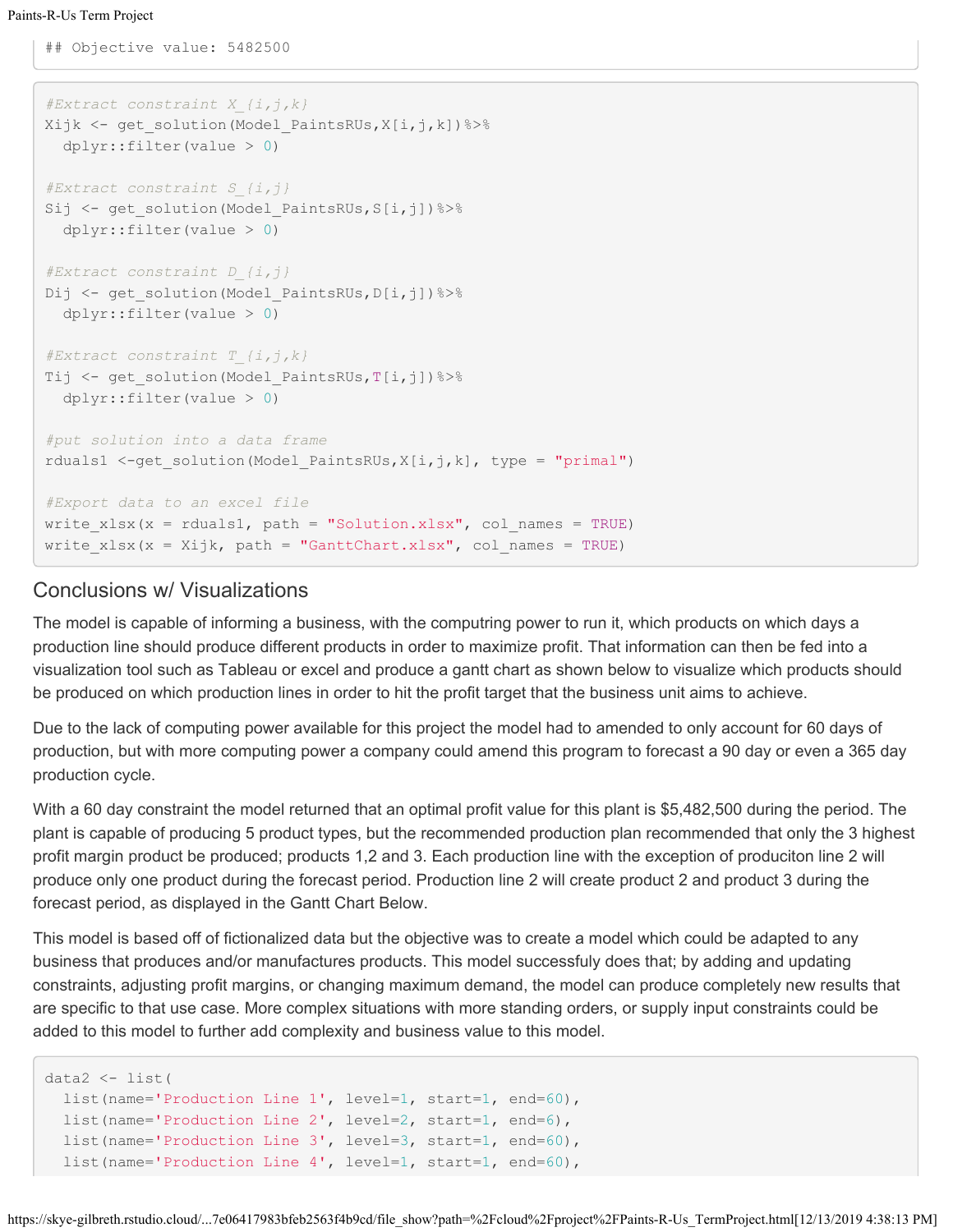```
## Objective value: 5482500
```

```
#Extract constraint X_{i,j,k}
Xijk <- get_solution(Model_PaintsRUs,X[i,j,k])%>%
  dplyr::filter(value > 0)

#Extract constraint S_{i,j}
Sij <- get_solution(Model_PaintsRUs,S[i,j])%>%
  dplyr::filter(value > 0)

#Extract constraint D_{i,j}
Dij <- get_solution(Model_PaintsRUs,D[i,j])%>%
  dplyr::filter(value > 0)

#Extract constraint T_{i,j,k}
Tij <- get_solution(Model_PaintsRUs,T[i,j])%>%
  dplyr::filter(value > 0)

#put solution into a data frame
rduals1 <-get_solution(Model_PaintsRUs,X[i,j,k], type = "primal")

#Export data to an excel file
write_xlsx(x = rduals1, path = "Solution.xlsx", col_names = TRUE)
write_xlsx(x = Xijk, path = "GanttChart.xlsx", col_names = TRUE)
```

## Conclusions w/ Visualizations

The model is capable of informing a business, with the computring power to run it, which products on which days a production line should produce different products in order to maximize profit. That information can then be fed into a visualization tool such as Tableau or excel and produce a gantt chart as shown below to visualize which products should be produced on which production lines in order to hit the profit target that the business unit aims to achieve.

Due to the lack of computing power available for this project the model had to amended to only account for 60 days of production, but with more computing power a company could amend this program to forecast a 90 day or even a 365 day production cycle.

With a 60 day constraint the model returned that an optimal profit value for this plant is $5,482,500 during the period. The plant is capable of producing 5 product types, but the recommended production plan recommended that only the 3 highest profit margin product be produced; products 1,2 and 3. Each production line with the exception of produciton line 2 will produce only one product during the forecast period. Production line 2 will create product 2 and product 3 during the forecast period, as displayed in the Gantt Chart Below.

This model is based off of fictionalized data but the objective was to create a model which could be adapted to any business that produces and/or manufactures products. This model successfuly does that; by adding and updating constraints, adjusting profit margins, or changing maximum demand, the model can produce completely new results that are specific to that use case. More complex situations with more standing orders, or supply input constraints could be added to this model to further add complexity and business value to this model.

```
data2 <- list(
  list(name='Production Line 1', level=1, start=1, end=60),
  list(name='Production Line 2', level=2, start=1, end=6),
  list(name='Production Line 3', level=3, start=1, end=60),
  list(name='Production Line 4', level=1, start=1, end=60),
```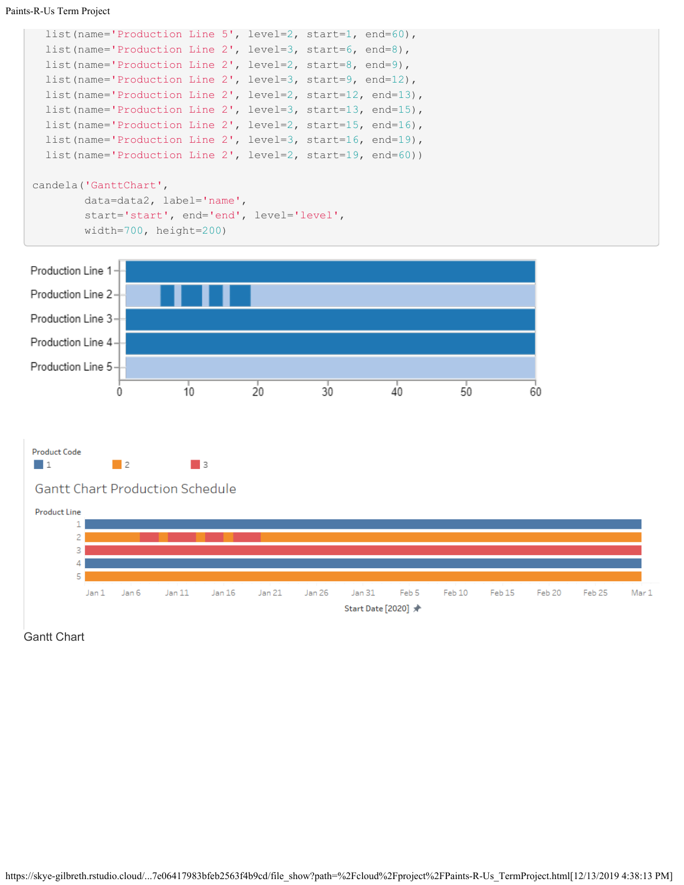```
  list(name='Production Line 5', level=2, start=1, end=60),
  list(name='Production Line 2', level=3, start=6, end=8),
  list(name='Production Line 2', level=2, start=8, end=9),
  list(name='Production Line 2', level=3, start=9, end=12),
  list(name='Production Line 2', level=2, start=12, end=13),
  list(name='Production Line 2', level=3, start=13, end=15),
  list(name='Production Line 2', level=2, start=15, end=16),
  list(name='Production Line 2', level=3, start=16, end=19),
  list(name='Production Line 2', level=2, start=19, end=60))

candela('GanttChart',
        data=data2, label='name',
        start='start', end='end', level='level',
        width=700, height=200)
```

Production Line 1
Production Line 2
Production Line 3
Production Line 4
Production Line 5
0 10 20 30 40 50 60

Product Code
1 2 3

Gantt Chart Production Schedule

Product Line
1
2
3
4
5

Jan 1 Jan 6 Jan 11 Jan 16 Jan 21 Jan 26 Jan 31 Feb 5 Feb 10 Feb 15 Feb 20 Feb 25 Mar 1

Start Date [2020]

Gantt Chart